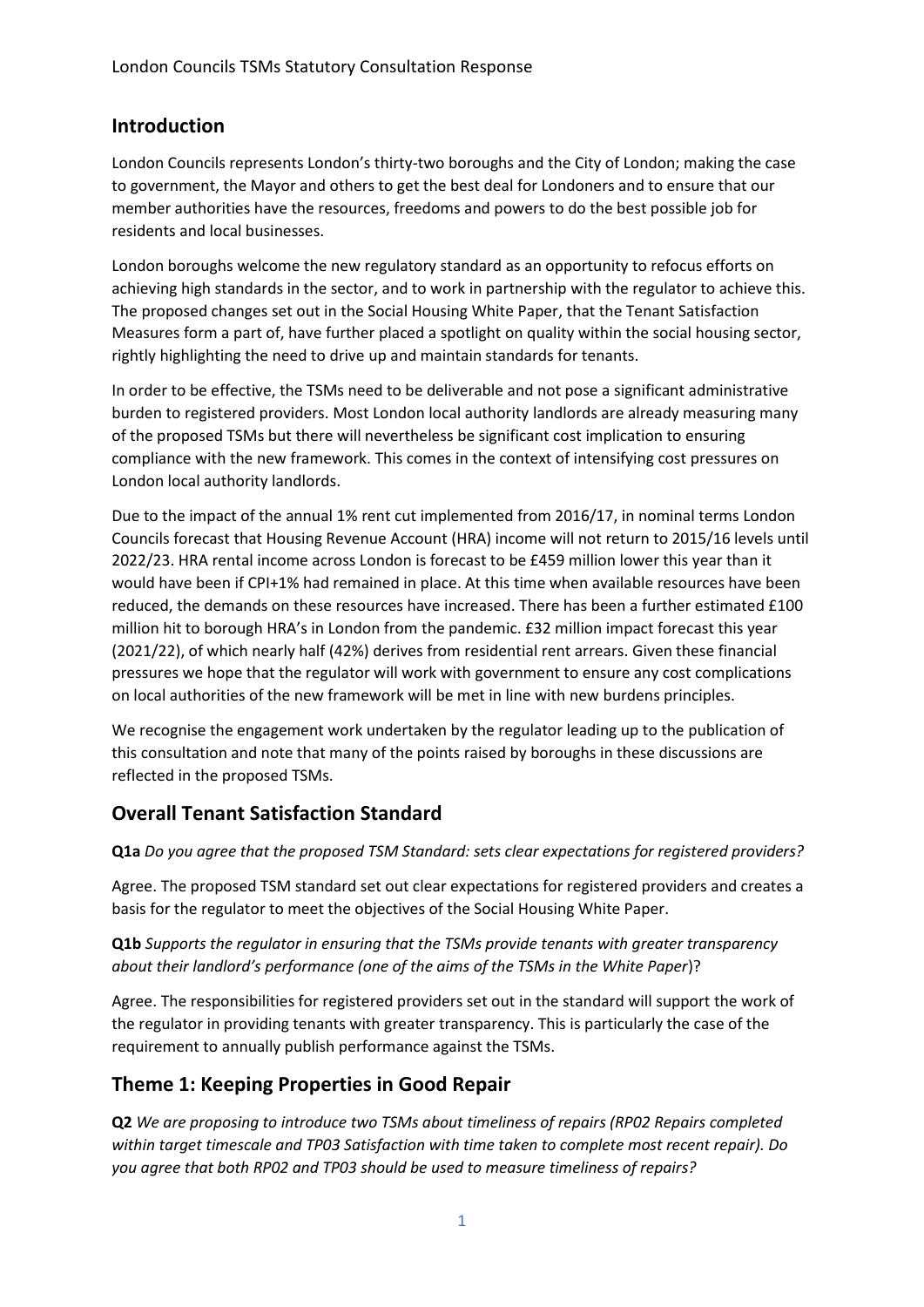## Introduction

London Councils represents London's thirty-two boroughs and the City of London; making the case to government, the Mayor and others to get the best deal for Londoners and to ensure that our member authorities have the resources, freedoms and powers to do the best possible job for residents and local businesses.

London boroughs welcome the new regulatory standard as an opportunity to refocus efforts on achieving high standards in the sector, and to work in partnership with the regulator to achieve this. The proposed changes set out in the Social Housing White Paper, that the Tenant Satisfaction Measures form a part of, have further placed a spotlight on quality within the social housing sector, rightly highlighting the need to drive up and maintain standards for tenants.

In order to be effective, the TSMs need to be deliverable and not pose a significant administrative burden to registered providers. Most London local authority landlords are already measuring many of the proposed TSMs but there will nevertheless be significant cost implication to ensuring compliance with the new framework. This comes in the context of intensifying cost pressures on London local authority landlords.

Due to the impact of the annual 1% rent cut implemented from 2016/17, in nominal terms London Councils forecast that Housing Revenue Account (HRA) income will not return to 2015/16 levels until 2022/23. HRA rental income across London is forecast to be £459 million lower this year than it would have been if CPI+1% had remained in place. At this time when available resources have been reduced, the demands on these resources have increased. There has been a further estimated £100 million hit to borough HRA's in London from the pandemic. £32 million impact forecast this year (2021/22), of which nearly half (42%) derives from residential rent arrears. Given these financial pressures we hope that the regulator will work with government to ensure any cost complications on local authorities of the new framework will be met in line with new burdens principles.

We recognise the engagement work undertaken by the regulator leading up to the publication of this consultation and note that many of the points raised by boroughs in these discussions are reflected in the proposed TSMs.

## Overall Tenant Satisfaction Standard

**Q1a** *Do you agree that the proposed TSM Standard: sets clear expectations for registered providers?*

Agree. The proposed TSM standard set out clear expectations for registered providers and creates a basis for the regulator to meet the objectives of the Social Housing White Paper.

**Q1b** *Supports the regulator in ensuring that the TSMs provide tenants with greater transparency about their landlord's performance (one of the aims of the TSMs in the White Paper*)?

Agree. The responsibilities for registered providers set out in the standard will support the work of the regulator in providing tenants with greater transparency. This is particularly the case of the requirement to annually publish performance against the TSMs.

## Theme 1: Keeping Properties in Good Repair

**Q2** *We are proposing to introduce two TSMs about timeliness of repairs (RP02 Repairs completed within target timescale and TP03 Satisfaction with time taken to complete most recent repair). Do you agree that both RP02 and TP03 should be used to measure timeliness of repairs?*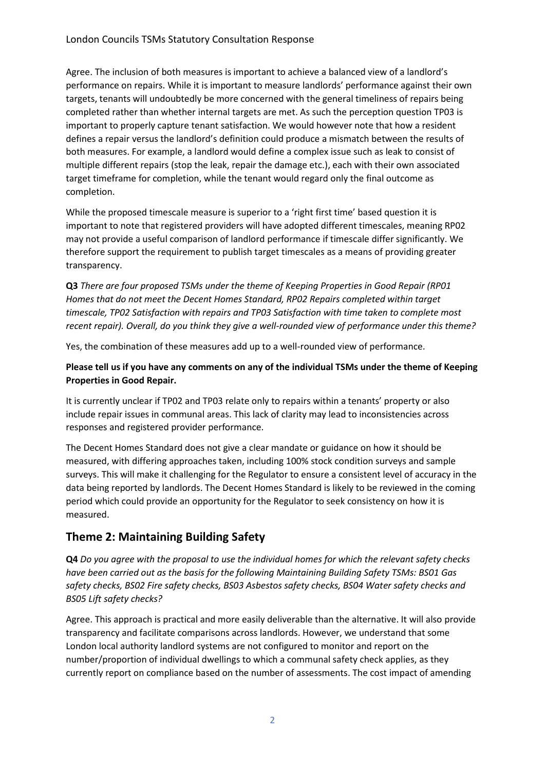Agree. The inclusion of both measures is important to achieve a balanced view of a landlord's performance on repairs. While it is important to measure landlords' performance against their own targets, tenants will undoubtedly be more concerned with the general timeliness of repairs being completed rather than whether internal targets are met. As such the perception question TP03 is important to properly capture tenant satisfaction. We would however note that how a resident defines a repair versus the landlord's definition could produce a mismatch between the results of both measures. For example, a landlord would define a complex issue such as leak to consist of multiple different repairs (stop the leak, repair the damage etc.), each with their own associated target timeframe for completion, while the tenant would regard only the final outcome as completion.

While the proposed timescale measure is superior to a 'right first time' based question it is important to note that registered providers will have adopted different timescales, meaning RP02 may not provide a useful comparison of landlord performance if timescale differ significantly. We therefore support the requirement to publish target timescales as a means of providing greater transparency.

**Q3** *There are four proposed TSMs under the theme of Keeping Properties in Good Repair (RP01 Homes that do not meet the Decent Homes Standard, RP02 Repairs completed within target timescale, TP02 Satisfaction with repairs and TP03 Satisfaction with time taken to complete most recent repair). Overall, do you think they give a well-rounded view of performance under this theme?*

Yes, the combination of these measures add up to a well-rounded view of performance.

**Please tell us if you have any comments on any of the individual TSMs under the theme of Keeping Properties in Good Repair.**

It is currently unclear if TP02 and TP03 relate only to repairs within a tenants' property or also include repair issues in communal areas. This lack of clarity may lead to inconsistencies across responses and registered provider performance.

The Decent Homes Standard does not give a clear mandate or guidance on how it should be measured, with differing approaches taken, including 100% stock condition surveys and sample surveys. This will make it challenging for the Regulator to ensure a consistent level of accuracy in the data being reported by landlords. The Decent Homes Standard is likely to be reviewed in the coming period which could provide an opportunity for the Regulator to seek consistency on how it is measured.

## Theme 2: Maintaining Building Safety

**Q4** *Do you agree with the proposal to use the individual homes for which the relevant safety checks have been carried out as the basis for the following Maintaining Building Safety TSMs: BS01 Gas safety checks, BS02 Fire safety checks, BS03 Asbestos safety checks, BS04 Water safety checks and BS05 Lift safety checks?*

Agree. This approach is practical and more easily deliverable than the alternative. It will also provide transparency and facilitate comparisons across landlords. However, we understand that some London local authority landlord systems are not configured to monitor and report on the number/proportion of individual dwellings to which a communal safety check applies, as they currently report on compliance based on the number of assessments. The cost impact of amending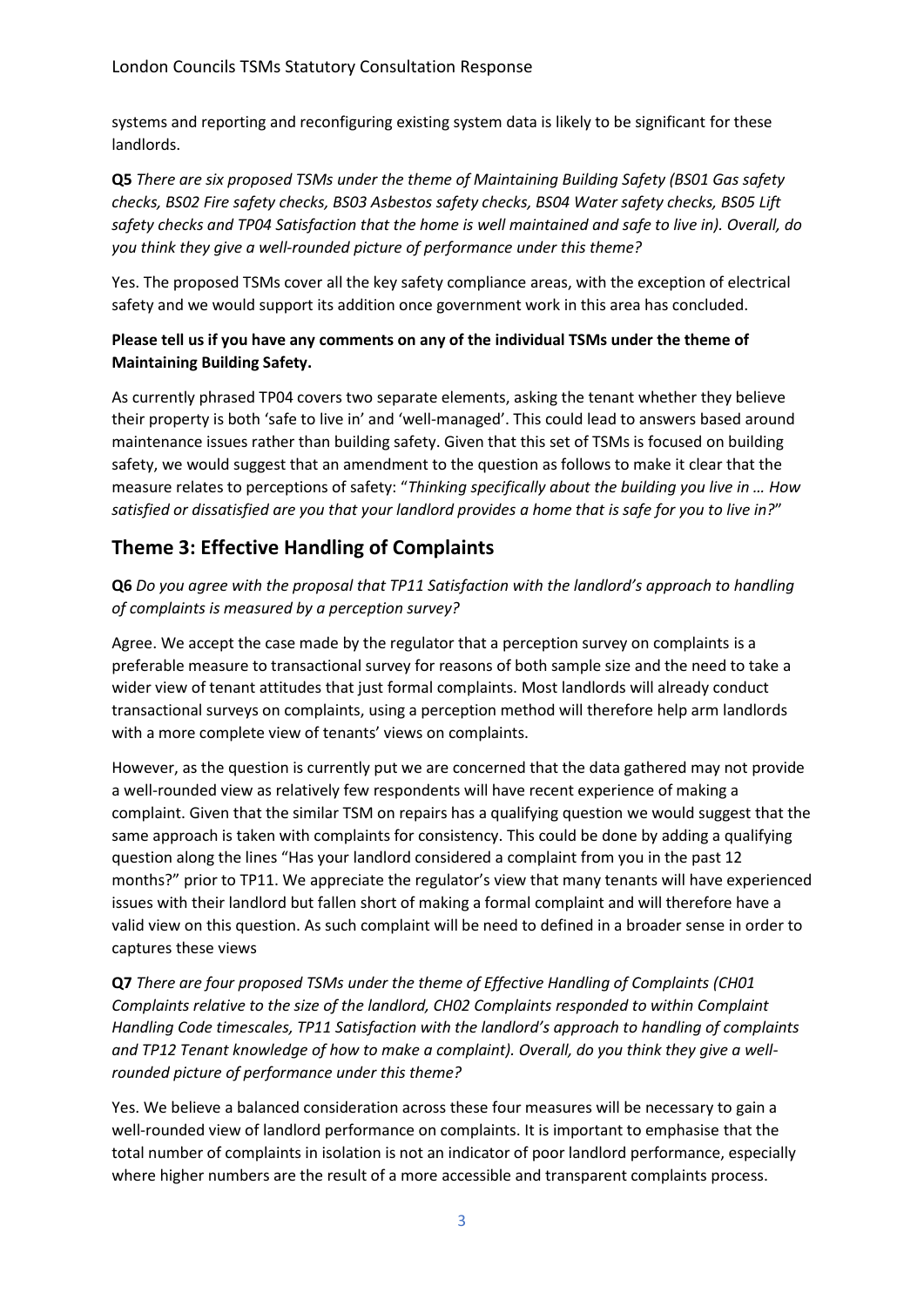systems and reporting and reconfiguring existing system data is likely to be significant for these landlords.

**Q5** *There are six proposed TSMs under the theme of Maintaining Building Safety (BS01 Gas safety checks, BS02 Fire safety checks, BS03 Asbestos safety checks, BS04 Water safety checks, BS05 Lift safety checks and TP04 Satisfaction that the home is well maintained and safe to live in). Overall, do you think they give a well-rounded picture of performance under this theme?*

Yes. The proposed TSMs cover all the key safety compliance areas, with the exception of electrical safety and we would support its addition once government work in this area has concluded.

**Please tell us if you have any comments on any of the individual TSMs under the theme of Maintaining Building Safety.**

As currently phrased TP04 covers two separate elements, asking the tenant whether they believe their property is both 'safe to live in' and 'well-managed'. This could lead to answers based around maintenance issues rather than building safety. Given that this set of TSMs is focused on building safety, we would suggest that an amendment to the question as follows to make it clear that the measure relates to perceptions of safety: "*Thinking specifically about the building you live in … How satisfied or dissatisfied are you that your landlord provides a home that is safe for you to live in?*"

## Theme 3: Effective Handling of Complaints

**Q6** *Do you agree with the proposal that TP11 Satisfaction with the landlord's approach to handling of complaints is measured by a perception survey?*

Agree. We accept the case made by the regulator that a perception survey on complaints is a preferable measure to transactional survey for reasons of both sample size and the need to take a wider view of tenant attitudes that just formal complaints. Most landlords will already conduct transactional surveys on complaints, using a perception method will therefore help arm landlords with a more complete view of tenants' views on complaints.

However, as the question is currently put we are concerned that the data gathered may not provide a well-rounded view as relatively few respondents will have recent experience of making a complaint. Given that the similar TSM on repairs has a qualifying question we would suggest that the same approach is taken with complaints for consistency. This could be done by adding a qualifying question along the lines "Has your landlord considered a complaint from you in the past 12 months?" prior to TP11. We appreciate the regulator's view that many tenants will have experienced issues with their landlord but fallen short of making a formal complaint and will therefore have a valid view on this question. As such complaint will be need to defined in a broader sense in order to captures these views

**Q7** *There are four proposed TSMs under the theme of Effective Handling of Complaints (CH01 Complaints relative to the size of the landlord, CH02 Complaints responded to within Complaint Handling Code timescales, TP11 Satisfaction with the landlord's approach to handling of complaints and TP12 Tenant knowledge of how to make a complaint). Overall, do you think they give a well-rounded picture of performance under this theme?*

Yes. We believe a balanced consideration across these four measures will be necessary to gain a well-rounded view of landlord performance on complaints. It is important to emphasise that the total number of complaints in isolation is not an indicator of poor landlord performance, especially where higher numbers are the result of a more accessible and transparent complaints process.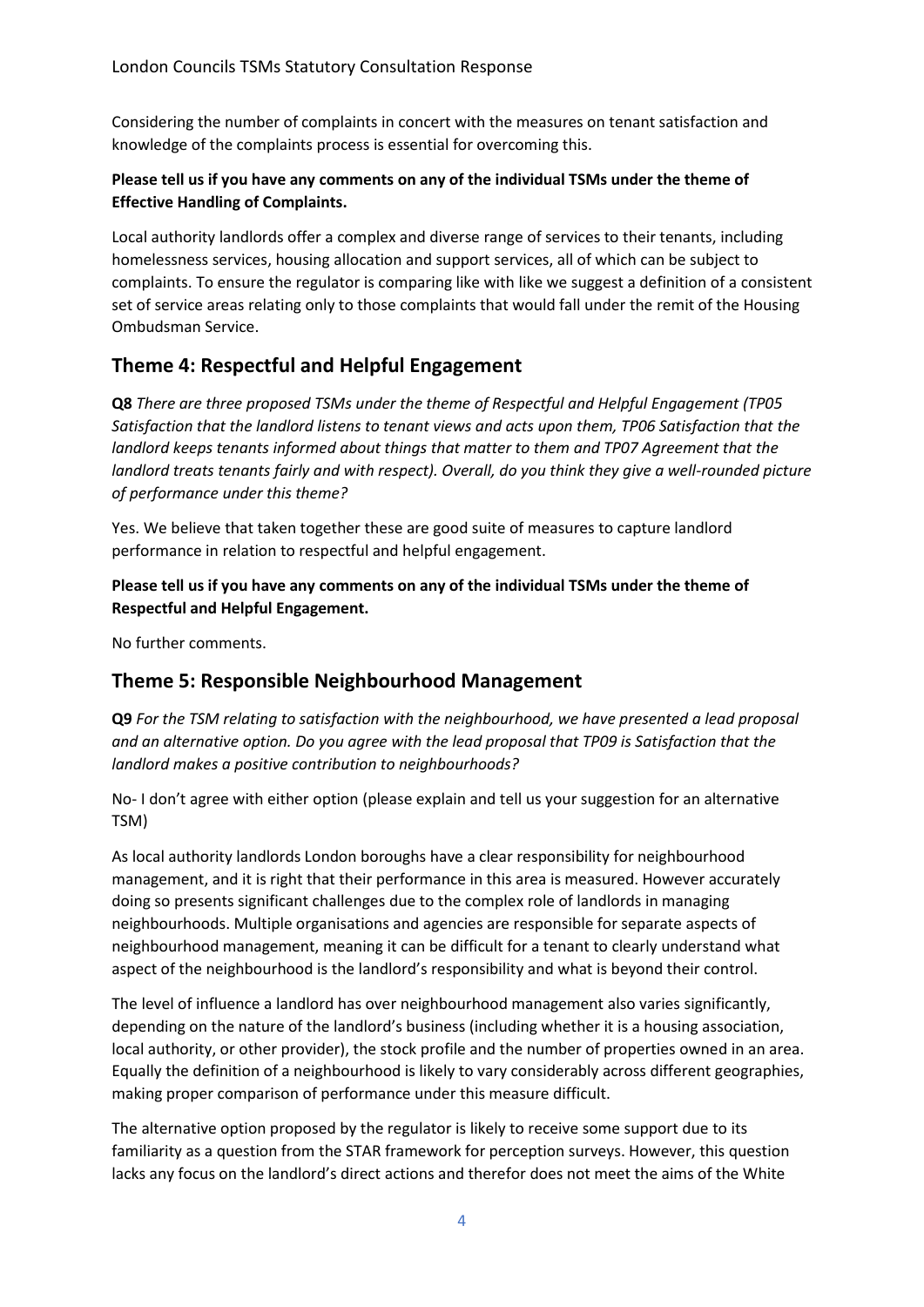Considering the number of complaints in concert with the measures on tenant satisfaction and knowledge of the complaints process is essential for overcoming this.

**Please tell us if you have any comments on any of the individual TSMs under the theme of Effective Handling of Complaints.**

Local authority landlords offer a complex and diverse range of services to their tenants, including homelessness services, housing allocation and support services, all of which can be subject to complaints. To ensure the regulator is comparing like with like we suggest a definition of a consistent set of service areas relating only to those complaints that would fall under the remit of the Housing Ombudsman Service.

## Theme 4: Respectful and Helpful Engagement

**Q8** *There are three proposed TSMs under the theme of Respectful and Helpful Engagement (TP05 Satisfaction that the landlord listens to tenant views and acts upon them, TP06 Satisfaction that the landlord keeps tenants informed about things that matter to them and TP07 Agreement that the landlord treats tenants fairly and with respect). Overall, do you think they give a well-rounded picture of performance under this theme?*

Yes. We believe that taken together these are good suite of measures to capture landlord performance in relation to respectful and helpful engagement.

**Please tell us if you have any comments on any of the individual TSMs under the theme of Respectful and Helpful Engagement.**

No further comments.

## Theme 5: Responsible Neighbourhood Management

**Q9** *For the TSM relating to satisfaction with the neighbourhood, we have presented a lead proposal and an alternative option. Do you agree with the lead proposal that TP09 is Satisfaction that the landlord makes a positive contribution to neighbourhoods?*

No- I don't agree with either option (please explain and tell us your suggestion for an alternative TSM)

As local authority landlords London boroughs have a clear responsibility for neighbourhood management, and it is right that their performance in this area is measured. However accurately doing so presents significant challenges due to the complex role of landlords in managing neighbourhoods. Multiple organisations and agencies are responsible for separate aspects of neighbourhood management, meaning it can be difficult for a tenant to clearly understand what aspect of the neighbourhood is the landlord's responsibility and what is beyond their control.

The level of influence a landlord has over neighbourhood management also varies significantly, depending on the nature of the landlord's business (including whether it is a housing association, local authority, or other provider), the stock profile and the number of properties owned in an area. Equally the definition of a neighbourhood is likely to vary considerably across different geographies, making proper comparison of performance under this measure difficult.

The alternative option proposed by the regulator is likely to receive some support due to its familiarity as a question from the STAR framework for perception surveys. However, this question lacks any focus on the landlord's direct actions and therefor does not meet the aims of the White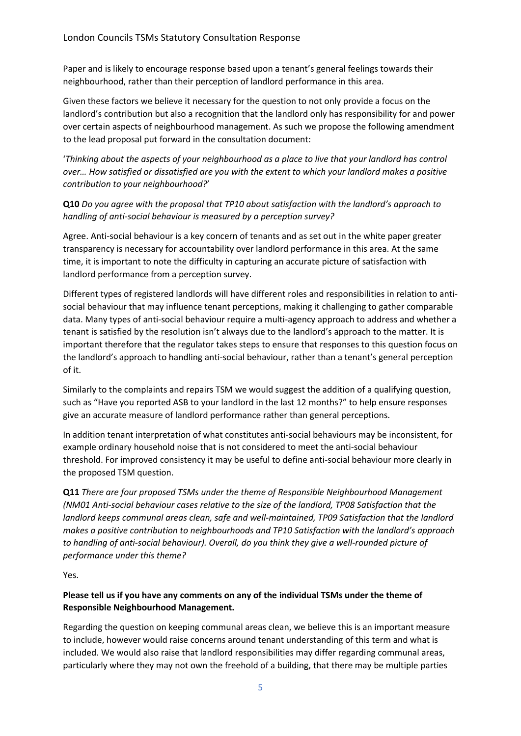Paper and is likely to encourage response based upon a tenant's general feelings towards their neighbourhood, rather than their perception of landlord performance in this area.

Given these factors we believe it necessary for the question to not only provide a focus on the landlord's contribution but also a recognition that the landlord only has responsibility for and power over certain aspects of neighbourhood management. As such we propose the following amendment to the lead proposal put forward in the consultation document:

'*Thinking about the aspects of your neighbourhood as a place to live that your landlord has control over… How satisfied or dissatisfied are you with the extent to which your landlord makes a positive contribution to your neighbourhood?*'

**Q10** *Do you agree with the proposal that TP10 about satisfaction with the landlord's approach to handling of anti-social behaviour is measured by a perception survey?*

Agree. Anti-social behaviour is a key concern of tenants and as set out in the white paper greater transparency is necessary for accountability over landlord performance in this area. At the same time, it is important to note the difficulty in capturing an accurate picture of satisfaction with landlord performance from a perception survey.

Different types of registered landlords will have different roles and responsibilities in relation to anti-social behaviour that may influence tenant perceptions, making it challenging to gather comparable data. Many types of anti-social behaviour require a multi-agency approach to address and whether a tenant is satisfied by the resolution isn't always due to the landlord's approach to the matter. It is important therefore that the regulator takes steps to ensure that responses to this question focus on the landlord's approach to handling anti-social behaviour, rather than a tenant's general perception of it.

Similarly to the complaints and repairs TSM we would suggest the addition of a qualifying question, such as "Have you reported ASB to your landlord in the last 12 months?" to help ensure responses give an accurate measure of landlord performance rather than general perceptions.

In addition tenant interpretation of what constitutes anti-social behaviours may be inconsistent, for example ordinary household noise that is not considered to meet the anti-social behaviour threshold. For improved consistency it may be useful to define anti-social behaviour more clearly in the proposed TSM question.

**Q11** *There are four proposed TSMs under the theme of Responsible Neighbourhood Management (NM01 Anti-social behaviour cases relative to the size of the landlord, TP08 Satisfaction that the landlord keeps communal areas clean, safe and well-maintained, TP09 Satisfaction that the landlord makes a positive contribution to neighbourhoods and TP10 Satisfaction with the landlord's approach to handling of anti-social behaviour). Overall, do you think they give a well-rounded picture of performance under this theme?*

Yes.

**Please tell us if you have any comments on any of the individual TSMs under the theme of Responsible Neighbourhood Management.**

Regarding the question on keeping communal areas clean, we believe this is an important measure to include, however would raise concerns around tenant understanding of this term and what is included. We would also raise that landlord responsibilities may differ regarding communal areas, particularly where they may not own the freehold of a building, that there may be multiple parties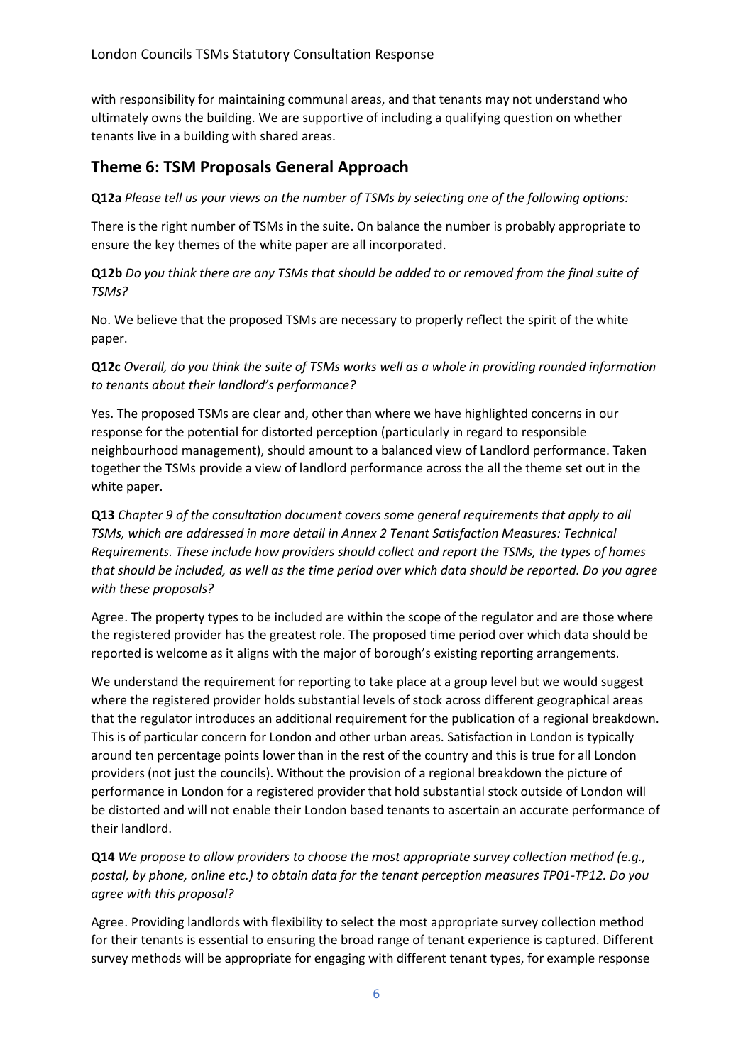with responsibility for maintaining communal areas, and that tenants may not understand who ultimately owns the building. We are supportive of including a qualifying question on whether tenants live in a building with shared areas.

## Theme 6: TSM Proposals General Approach

**Q12a** *Please tell us your views on the number of TSMs by selecting one of the following options:*

There is the right number of TSMs in the suite. On balance the number is probably appropriate to ensure the key themes of the white paper are all incorporated.

**Q12b** *Do you think there are any TSMs that should be added to or removed from the final suite of TSMs?*

No. We believe that the proposed TSMs are necessary to properly reflect the spirit of the white paper.

**Q12c** *Overall, do you think the suite of TSMs works well as a whole in providing rounded information to tenants about their landlord's performance?*

Yes. The proposed TSMs are clear and, other than where we have highlighted concerns in our response for the potential for distorted perception (particularly in regard to responsible neighbourhood management), should amount to a balanced view of Landlord performance. Taken together the TSMs provide a view of landlord performance across the all the theme set out in the white paper.

**Q13** *Chapter 9 of the consultation document covers some general requirements that apply to all TSMs, which are addressed in more detail in Annex 2 Tenant Satisfaction Measures: Technical Requirements. These include how providers should collect and report the TSMs, the types of homes that should be included, as well as the time period over which data should be reported. Do you agree with these proposals?*

Agree. The property types to be included are within the scope of the regulator and are those where the registered provider has the greatest role. The proposed time period over which data should be reported is welcome as it aligns with the major of borough's existing reporting arrangements.

We understand the requirement for reporting to take place at a group level but we would suggest where the registered provider holds substantial levels of stock across different geographical areas that the regulator introduces an additional requirement for the publication of a regional breakdown. This is of particular concern for London and other urban areas. Satisfaction in London is typically around ten percentage points lower than in the rest of the country and this is true for all London providers (not just the councils). Without the provision of a regional breakdown the picture of performance in London for a registered provider that hold substantial stock outside of London will be distorted and will not enable their London based tenants to ascertain an accurate performance of their landlord.

**Q14** *We propose to allow providers to choose the most appropriate survey collection method (e.g., postal, by phone, online etc.) to obtain data for the tenant perception measures TP01-TP12. Do you agree with this proposal?*

Agree. Providing landlords with flexibility to select the most appropriate survey collection method for their tenants is essential to ensuring the broad range of tenant experience is captured. Different survey methods will be appropriate for engaging with different tenant types, for example response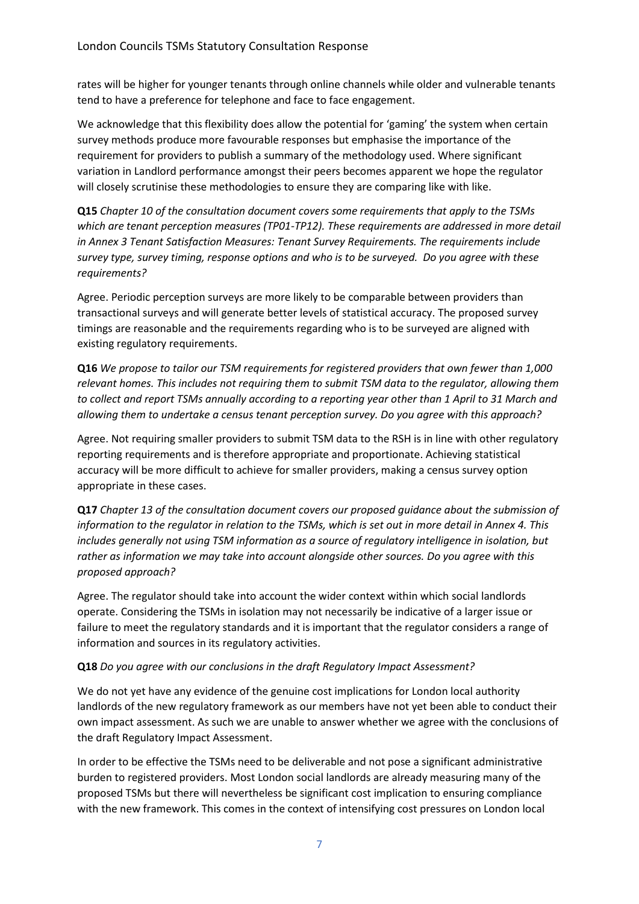rates will be higher for younger tenants through online channels while older and vulnerable tenants tend to have a preference for telephone and face to face engagement.

We acknowledge that this flexibility does allow the potential for 'gaming' the system when certain survey methods produce more favourable responses but emphasise the importance of the requirement for providers to publish a summary of the methodology used. Where significant variation in Landlord performance amongst their peers becomes apparent we hope the regulator will closely scrutinise these methodologies to ensure they are comparing like with like.

**Q15** *Chapter 10 of the consultation document covers some requirements that apply to the TSMs which are tenant perception measures (TP01-TP12). These requirements are addressed in more detail in Annex 3 Tenant Satisfaction Measures: Tenant Survey Requirements. The requirements include survey type, survey timing, response options and who is to be surveyed. Do you agree with these requirements?*

Agree. Periodic perception surveys are more likely to be comparable between providers than transactional surveys and will generate better levels of statistical accuracy. The proposed survey timings are reasonable and the requirements regarding who is to be surveyed are aligned with existing regulatory requirements.

**Q16** *We propose to tailor our TSM requirements for registered providers that own fewer than 1,000 relevant homes. This includes not requiring them to submit TSM data to the regulator, allowing them to collect and report TSMs annually according to a reporting year other than 1 April to 31 March and allowing them to undertake a census tenant perception survey. Do you agree with this approach?*

Agree. Not requiring smaller providers to submit TSM data to the RSH is in line with other regulatory reporting requirements and is therefore appropriate and proportionate. Achieving statistical accuracy will be more difficult to achieve for smaller providers, making a census survey option appropriate in these cases.

**Q17** *Chapter 13 of the consultation document covers our proposed guidance about the submission of information to the regulator in relation to the TSMs, which is set out in more detail in Annex 4. This includes generally not using TSM information as a source of regulatory intelligence in isolation, but rather as information we may take into account alongside other sources. Do you agree with this proposed approach?*

Agree. The regulator should take into account the wider context within which social landlords operate. Considering the TSMs in isolation may not necessarily be indicative of a larger issue or failure to meet the regulatory standards and it is important that the regulator considers a range of information and sources in its regulatory activities.

**Q18** *Do you agree with our conclusions in the draft Regulatory Impact Assessment?*

We do not yet have any evidence of the genuine cost implications for London local authority landlords of the new regulatory framework as our members have not yet been able to conduct their own impact assessment. As such we are unable to answer whether we agree with the conclusions of the draft Regulatory Impact Assessment.

In order to be effective the TSMs need to be deliverable and not pose a significant administrative burden to registered providers. Most London social landlords are already measuring many of the proposed TSMs but there will nevertheless be significant cost implication to ensuring compliance with the new framework. This comes in the context of intensifying cost pressures on London local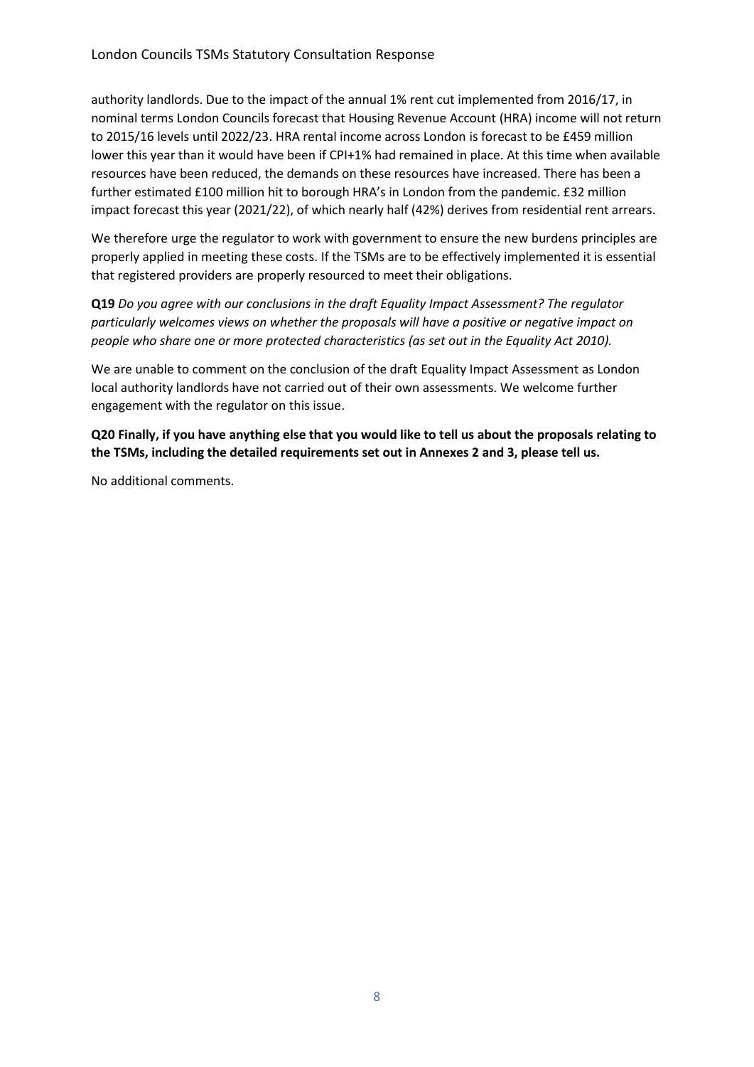authority landlords. Due to the impact of the annual 1% rent cut implemented from 2016/17, in nominal terms London Councils forecast that Housing Revenue Account (HRA) income will not return to 2015/16 levels until 2022/23. HRA rental income across London is forecast to be £459 million lower this year than it would have been if CPI+1% had remained in place. At this time when available resources have been reduced, the demands on these resources have increased. There has been a further estimated £100 million hit to borough HRA's in London from the pandemic. £32 million impact forecast this year (2021/22), of which nearly half (42%) derives from residential rent arrears.

We therefore urge the regulator to work with government to ensure the new burdens principles are properly applied in meeting these costs. If the TSMs are to be effectively implemented it is essential that registered providers are properly resourced to meet their obligations.

**Q19** *Do you agree with our conclusions in the draft Equality Impact Assessment? The regulator particularly welcomes views on whether the proposals will have a positive or negative impact on people who share one or more protected characteristics (as set out in the Equality Act 2010).*

We are unable to comment on the conclusion of the draft Equality Impact Assessment as London local authority landlords have not carried out of their own assessments. We welcome further engagement with the regulator on this issue.

**Q20 Finally, if you have anything else that you would like to tell us about the proposals relating to the TSMs, including the detailed requirements set out in Annexes 2 and 3, please tell us.**

No additional comments.